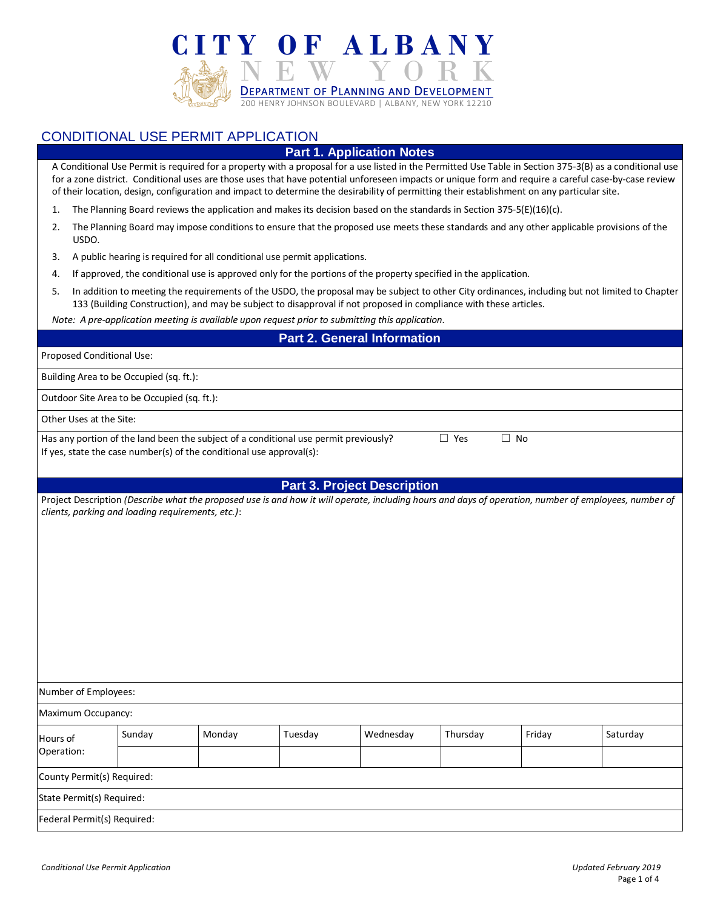# CITY OF ALBANY
## NEW YORK
### DEPARTMENT OF PLANNING AND DEVELOPMENT
200 HENRY JOHNSON BOULEVARD | ALBANY, NEW YORK 12210

## CONDITIONAL USE PERMIT APPLICATION

### Part 1. Application Notes

A Conditional Use Permit is required for a property with a proposal for a use listed in the Permitted Use Table in Section 375-3(B) as a conditional use for a zone district. Conditional uses are those uses that have potential unforeseen impacts or unique form and require a careful case-by-case review of their location, design, configuration and impact to determine the desirability of permitting their establishment on any particular site.

1. The Planning Board reviews the application and makes its decision based on the standards in Section 375-5(E)(16)(c).
2. The Planning Board may impose conditions to ensure that the proposed use meets these standards and any other applicable provisions of the USDO.
3. A public hearing is required for all conditional use permit applications.
4. If approved, the conditional use is approved only for the portions of the property specified in the application.
5. In addition to meeting the requirements of the USDO, the proposal may be subject to other City ordinances, including but not limited to Chapter 133 (Building Construction), and may be subject to disapproval if not proposed in compliance with these articles.

*Note: A pre-application meeting is available upon request prior to submitting this application.*

### Part 2. General Information

Proposed Conditional Use:

Building Area to be Occupied (sq. ft.):

Outdoor Site Area to be Occupied (sq. ft.):

Other Uses at the Site:

Has any portion of the land been the subject of a conditional use permit previously? ☐ Yes ☐ No
If yes, state the case number(s) of the conditional use approval(s):

### Part 3. Project Description

Project Description *(Describe what the proposed use is and how it will operate, including hours and days of operation, number of employees, number of clients, parking and loading requirements, etc.)*:

Number of Employees:

Maximum Occupancy:

| Hours of Operation: | Sunday | Monday | Tuesday | Wednesday | Thursday | Friday | Saturday |
|---|---|---|---|---|---|---|---|
| | | | | | | | |

County Permit(s) Required:

State Permit(s) Required:

Federal Permit(s) Required: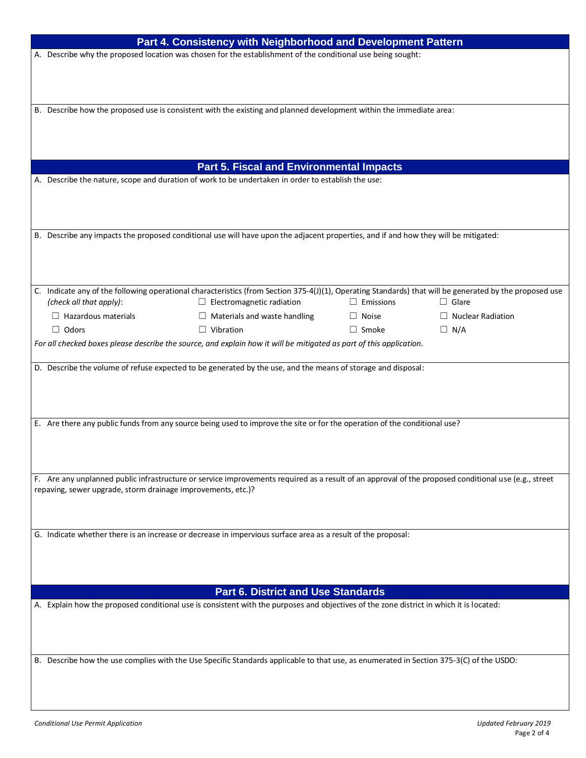## Part 4. Consistency with Neighborhood and Development Pattern

A. Describe why the proposed location was chosen for the establishment of the conditional use being sought:

B. Describe how the proposed use is consistent with the existing and planned development within the immediate area:

## Part 5. Fiscal and Environmental Impacts

A. Describe the nature, scope and duration of work to be undertaken in order to establish the use:

B. Describe any impacts the proposed conditional use will have upon the adjacent properties, and if and how they will be mitigated:

C. Indicate any of the following operational characteristics (from Section 375-4(J)(1), Operating Standards) that will be generated by the proposed use *(check all that apply)*:

☐ Electromagnetic radiation ☐ Emissions ☐ Glare

☐ Hazardous materials ☐ Materials and waste handling ☐ Noise ☐ Nuclear Radiation

☐ Odors ☐ Vibration ☐ Smoke ☐ N/A

*For all checked boxes please describe the source, and explain how it will be mitigated as part of this application.*

D. Describe the volume of refuse expected to be generated by the use, and the means of storage and disposal:

E. Are there any public funds from any source being used to improve the site or for the operation of the conditional use?

F. Are any unplanned public infrastructure or service improvements required as a result of an approval of the proposed conditional use (e.g., street repaving, sewer upgrade, storm drainage improvements, etc.)?

G. Indicate whether there is an increase or decrease in impervious surface area as a result of the proposal:

## Part 6. District and Use Standards

A. Explain how the proposed conditional use is consistent with the purposes and objectives of the zone district in which it is located:

B. Describe how the use complies with the Use Specific Standards applicable to that use, as enumerated in Section 375-3(C) of the USDO: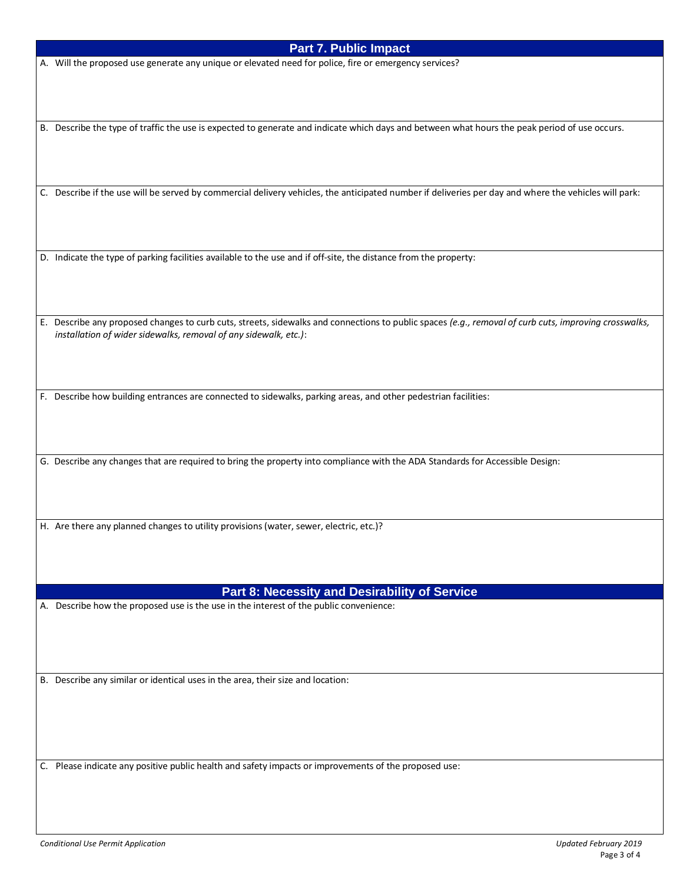## Part 7. Public Impact

A. Will the proposed use generate any unique or elevated need for police, fire or emergency services?

B. Describe the type of traffic the use is expected to generate and indicate which days and between what hours the peak period of use occurs.

C. Describe if the use will be served by commercial delivery vehicles, the anticipated number if deliveries per day and where the vehicles will park:

D. Indicate the type of parking facilities available to the use and if off-site, the distance from the property:

E. Describe any proposed changes to curb cuts, streets, sidewalks and connections to public spaces *(e.g., removal of curb cuts, improving crosswalks, installation of wider sidewalks, removal of any sidewalk, etc.)*:

F. Describe how building entrances are connected to sidewalks, parking areas, and other pedestrian facilities:

G. Describe any changes that are required to bring the property into compliance with the ADA Standards for Accessible Design:

H. Are there any planned changes to utility provisions (water, sewer, electric, etc.)?

## Part 8: Necessity and Desirability of Service

A. Describe how the proposed use is the use in the interest of the public convenience:

B. Describe any similar or identical uses in the area, their size and location:

C. Please indicate any positive public health and safety impacts or improvements of the proposed use: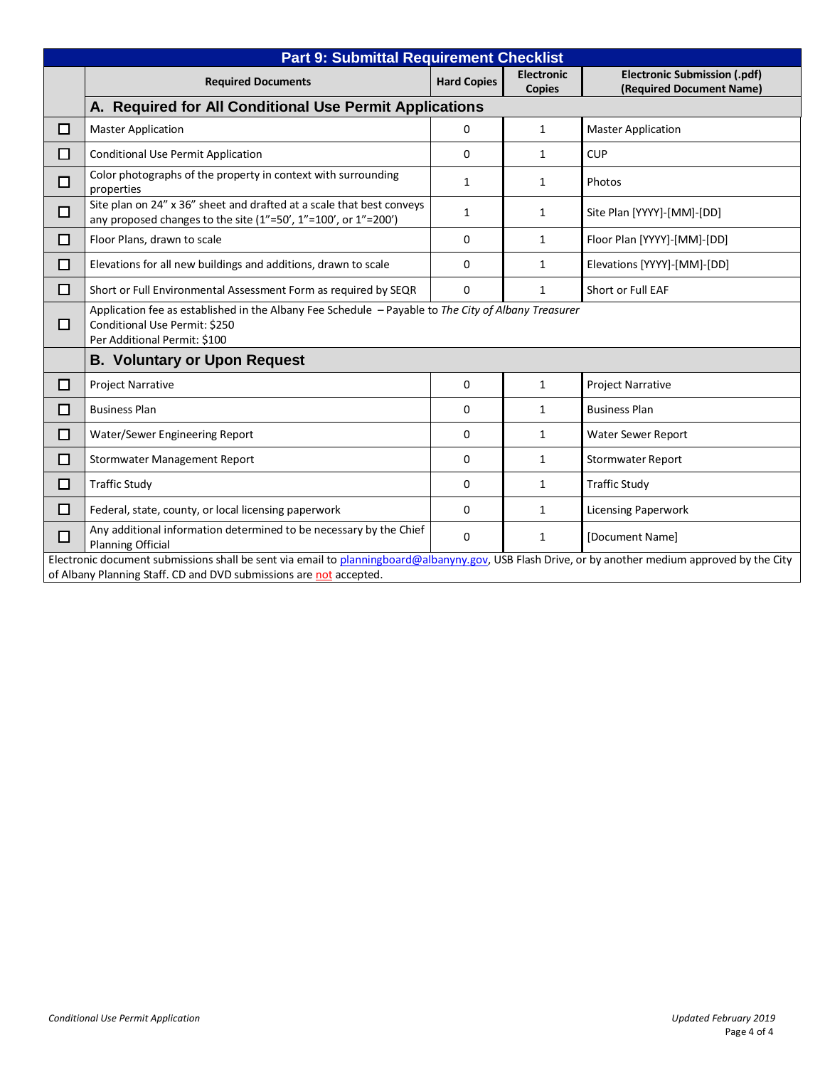## Part 9: Submittal Requirement Checklist

| | Required Documents | Hard Copies | Electronic Copies | Electronic Submission (.pdf) (Required Document Name) |
|---|---|---|---|---|
| | **A. Required for All Conditional Use Permit Applications** | | | |
| ☐ | Master Application | 0 | 1 | Master Application |
| ☐ | Conditional Use Permit Application | 0 | 1 | CUP |
| ☐ | Color photographs of the property in context with surrounding properties | 1 | 1 | Photos |
| ☐ | Site plan on 24" x 36" sheet and drafted at a scale that best conveys any proposed changes to the site (1"=50', 1"=100', or 1"=200') | 1 | 1 | Site Plan [YYYY]-[MM]-[DD] |
| ☐ | Floor Plans, drawn to scale | 0 | 1 | Floor Plan [YYYY]-[MM]-[DD] |
| ☐ | Elevations for all new buildings and additions, drawn to scale | 0 | 1 | Elevations [YYYY]-[MM]-[DD] |
| ☐ | Short or Full Environmental Assessment Form as required by SEQR | 0 | 1 | Short or Full EAF |
| ☐ | Application fee as established in the Albany Fee Schedule – Payable to *The City of Albany Treasurer*<br>Conditional Use Permit: $250<br>Per Additional Permit: $100 | | | |
| | **B. Voluntary or Upon Request** | | | |
| ☐ | Project Narrative | 0 | 1 | Project Narrative |
| ☐ | Business Plan | 0 | 1 | Business Plan |
| ☐ | Water/Sewer Engineering Report | 0 | 1 | Water Sewer Report |
| ☐ | Stormwater Management Report | 0 | 1 | Stormwater Report |
| ☐ | Traffic Study | 0 | 1 | Traffic Study |
| ☐ | Federal, state, county, or local licensing paperwork | 0 | 1 | Licensing Paperwork |
| ☐ | Any additional information determined to be necessary by the Chief Planning Official | 0 | 1 | [Document Name] |

Electronic document submissions shall be sent via email to planningboard@albanyny.gov, USB Flash Drive, or by another medium approved by the City of Albany Planning Staff. CD and DVD submissions are not accepted.

*Conditional Use Permit Application* — *Updated February 2019*